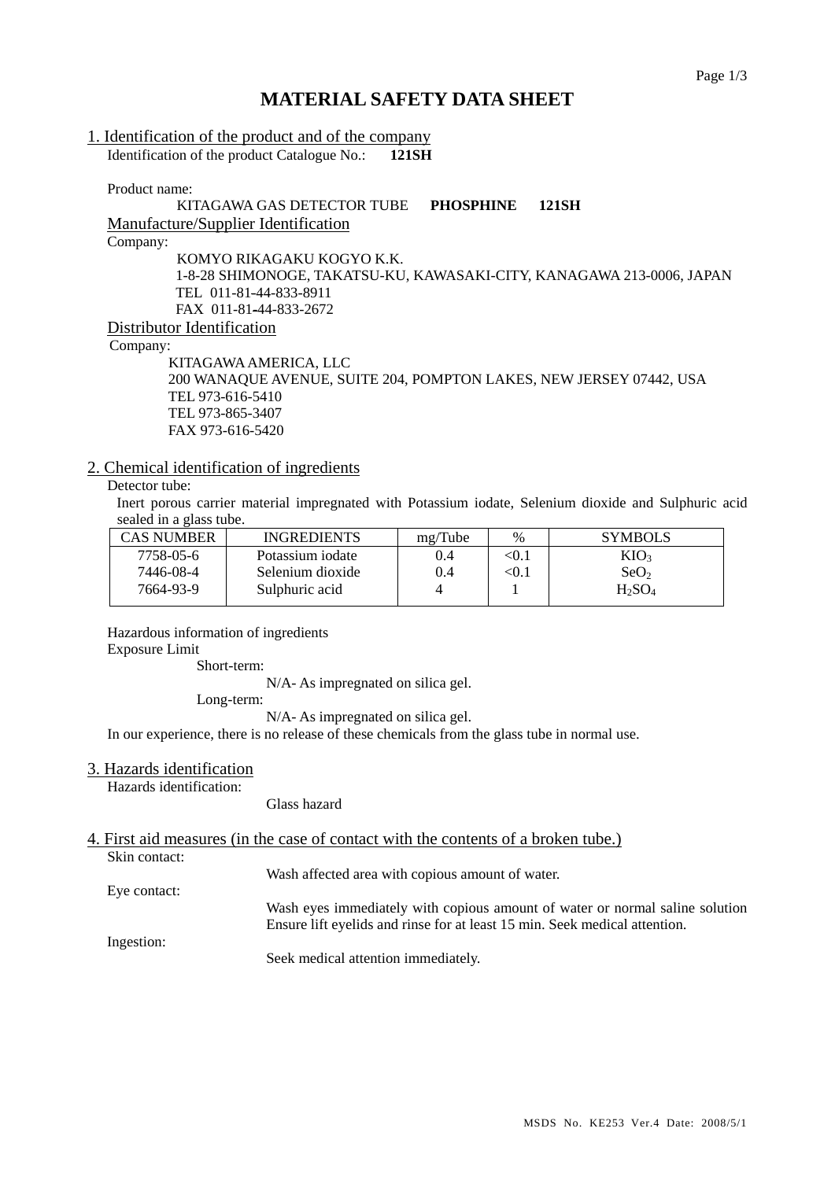# MATERIAL SAFETY DATA SHEET

## 1. Identification of the product and of the company

Identification of the product Catalogue No.: **121SH**

Product name:

KITAGAWA GAS DETECTOR TUBE **PHOSPHINE 121SH**

### Manufacture/Supplier Identification

Company:

KOMYO RIKAGAKU KOGYO K.K.
1-8-28 SHIMONOGE, TAKATSU-KU, KAWASAKI-CITY, KANAGAWA 213-0006, JAPAN
TEL 011-81-44-833-8911
FAX 011-81-44-833-2672

### Distributor Identification

Company:

KITAGAWA AMERICA, LLC
200 WANAQUE AVENUE, SUITE 204, POMPTON LAKES, NEW JERSEY 07442, USA
TEL 973-616-5410
TEL 973-865-3407
FAX 973-616-5420

## 2. Chemical identification of ingredients

Detector tube:

Inert porous carrier material impregnated with Potassium iodate, Selenium dioxide and Sulphuric acid sealed in a glass tube.

| CAS NUMBER | INGREDIENTS | mg/Tube | % | SYMBOLS |
|---|---|---|---|---|
| 7758-05-6 | Potassium iodate | 0.4 | <0.1 | $KIO_3$ |
| 7446-08-4 | Selenium dioxide | 0.4 | <0.1 | $SeO_2$ |
| 7664-93-9 | Sulphuric acid | 4 | 1 | $H_2SO_4$ |

Hazardous information of ingredients

Exposure Limit

Short-term:

N/A- As impregnated on silica gel.

Long-term:

N/A- As impregnated on silica gel.

In our experience, there is no release of these chemicals from the glass tube in normal use.

## 3. Hazards identification

Hazards identification:

Glass hazard

## 4. First aid measures (in the case of contact with the contents of a broken tube.)

Skin contact:

Wash affected area with copious amount of water.

Eye contact:

Wash eyes immediately with copious amount of water or normal saline solution Ensure lift eyelids and rinse for at least 15 min. Seek medical attention.

Ingestion:

Seek medical attention immediately.

MSDS No. KE253 Ver.4 Date: 2008/5/1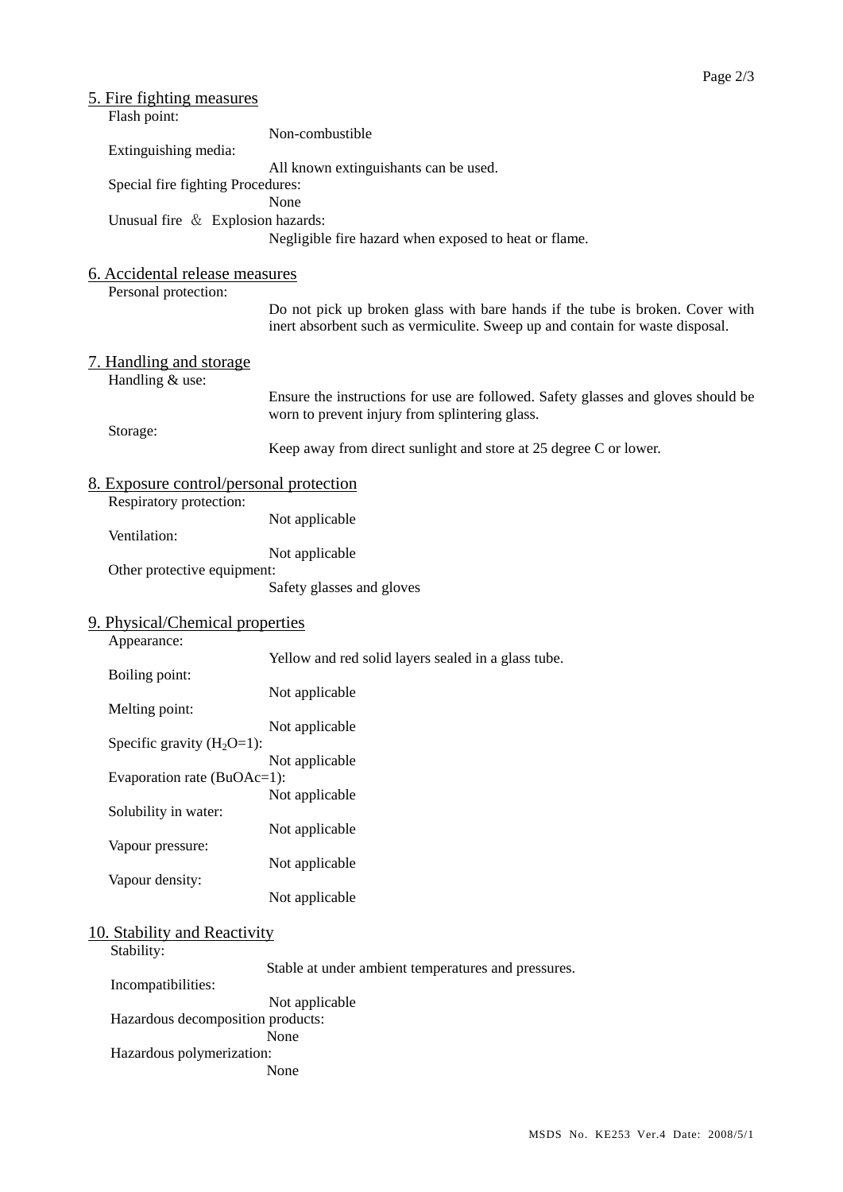## 5. Fire fighting measures

Flash point:
Non-combustible

Extinguishing media:
All known extinguishants can be used.

Special fire fighting Procedures:
None

Unusual fire ＆ Explosion hazards:
Negligible fire hazard when exposed to heat or flame.

## 6. Accidental release measures

Personal protection:
Do not pick up broken glass with bare hands if the tube is broken. Cover with inert absorbent such as vermiculite. Sweep up and contain for waste disposal.

## 7. Handling and storage

Handling & use:
Ensure the instructions for use are followed. Safety glasses and gloves should be worn to prevent injury from splintering glass.

Storage:
Keep away from direct sunlight and store at 25 degree C or lower.

## 8. Exposure control/personal protection

Respiratory protection:
Not applicable

Ventilation:
Not applicable

Other protective equipment:
Safety glasses and gloves

## 9. Physical/Chemical properties

Appearance:
Yellow and red solid layers sealed in a glass tube.

Boiling point:
Not applicable

Melting point:
Not applicable

Specific gravity ($H_2O$=1):
Not applicable

Evaporation rate (BuOAc=1):
Not applicable

Solubility in water:
Not applicable

Vapour pressure:
Not applicable

Vapour density:
Not applicable

## 10. Stability and Reactivity

Stability:
Stable at under ambient temperatures and pressures.

Incompatibilities:
Not applicable

Hazardous decomposition products:
None

Hazardous polymerization:
None

MSDS No. KE253 Ver.4 Date: 2008/5/1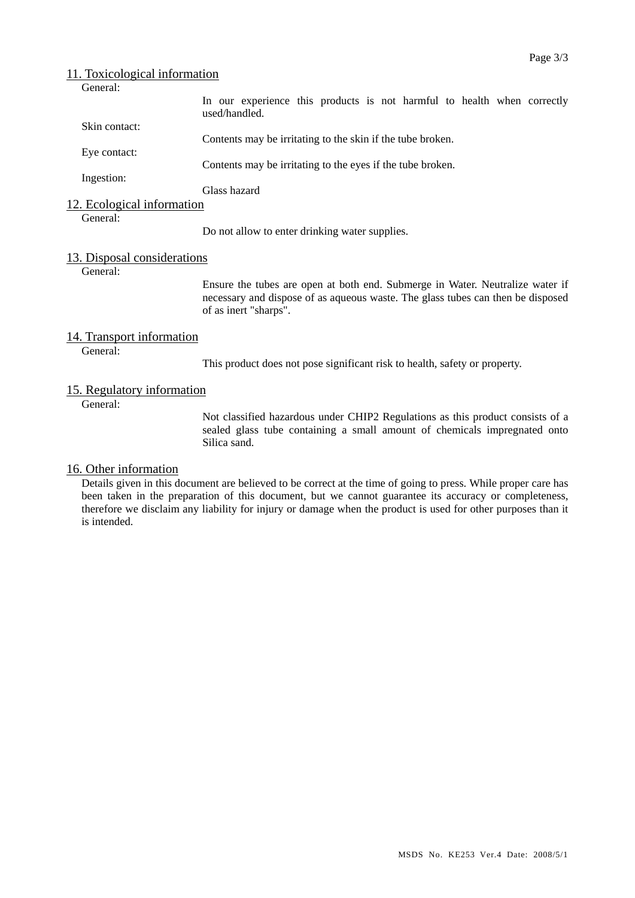## 11. Toxicological information

General:

In our experience this products is not harmful to health when correctly used/handled.

Skin contact:

Contents may be irritating to the skin if the tube broken.

Eye contact:

Contents may be irritating to the eyes if the tube broken.

Ingestion:

Glass hazard

## 12. Ecological information

General:

Do not allow to enter drinking water supplies.

## 13. Disposal considerations

General:

Ensure the tubes are open at both end. Submerge in Water. Neutralize water if necessary and dispose of as aqueous waste. The glass tubes can then be disposed of as inert "sharps".

## 14. Transport information

General:

This product does not pose significant risk to health, safety or property.

## 15. Regulatory information

General:

Not classified hazardous under CHIP2 Regulations as this product consists of a sealed glass tube containing a small amount of chemicals impregnated onto Silica sand.

## 16. Other information

Details given in this document are believed to be correct at the time of going to press. While proper care has been taken in the preparation of this document, but we cannot guarantee its accuracy or completeness, therefore we disclaim any liability for injury or damage when the product is used for other purposes than it is intended.

MSDS No. KE253 Ver.4 Date: 2008/5/1